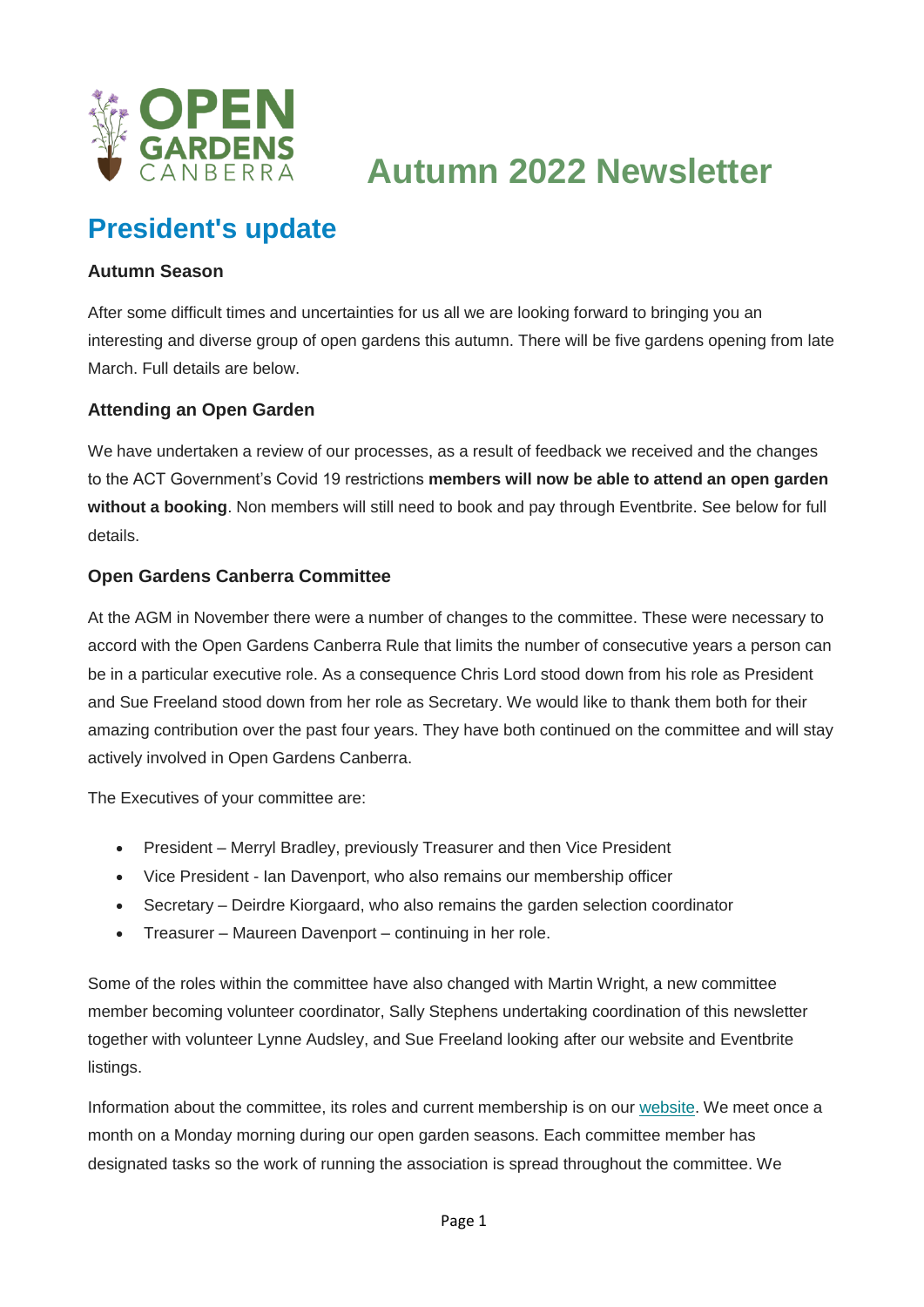# Autumn 2022 Newsletter

## President's update

### Autumn Season

After some difficult times and uncertainties for us all we are looking forward to bringing you an interesting and diverse group of open gardens this autumn. There will be five gardens opening from late March. Full details are below.

### Attending an Open Garden

We have undertaken a review of our processes, as a result of feedback we received and the changes to the ACT Government's Covid 19 restrictions **members will now be able to attend an open garden without a booking**. Non members will still need to book and pay through Eventbrite. See below for full details.

### Open Gardens Canberra Committee

At the AGM in November there were a number of changes to the committee. These were necessary to accord with the Open Gardens Canberra Rule that limits the number of consecutive years a person can be in a particular executive role. As a consequence Chris Lord stood down from his role as President and Sue Freeland stood down from her role as Secretary. We would like to thank them both for their amazing contribution over the past four years. They have both continued on the committee and will stay actively involved in Open Gardens Canberra.

The Executives of your committee are:

- President – Merryl Bradley, previously Treasurer and then Vice President
- Vice President - Ian Davenport, who also remains our membership officer
- Secretary – Deirdre Kiorgaard, who also remains the garden selection coordinator
- Treasurer – Maureen Davenport – continuing in her role.

Some of the roles within the committee have also changed with Martin Wright, a new committee member becoming volunteer coordinator, Sally Stephens undertaking coordination of this newsletter together with volunteer Lynne Audsley, and Sue Freeland looking after our website and Eventbrite listings.

Information about the committee, its roles and current membership is on our website. We meet once a month on a Monday morning during our open garden seasons. Each committee member has designated tasks so the work of running the association is spread throughout the committee. We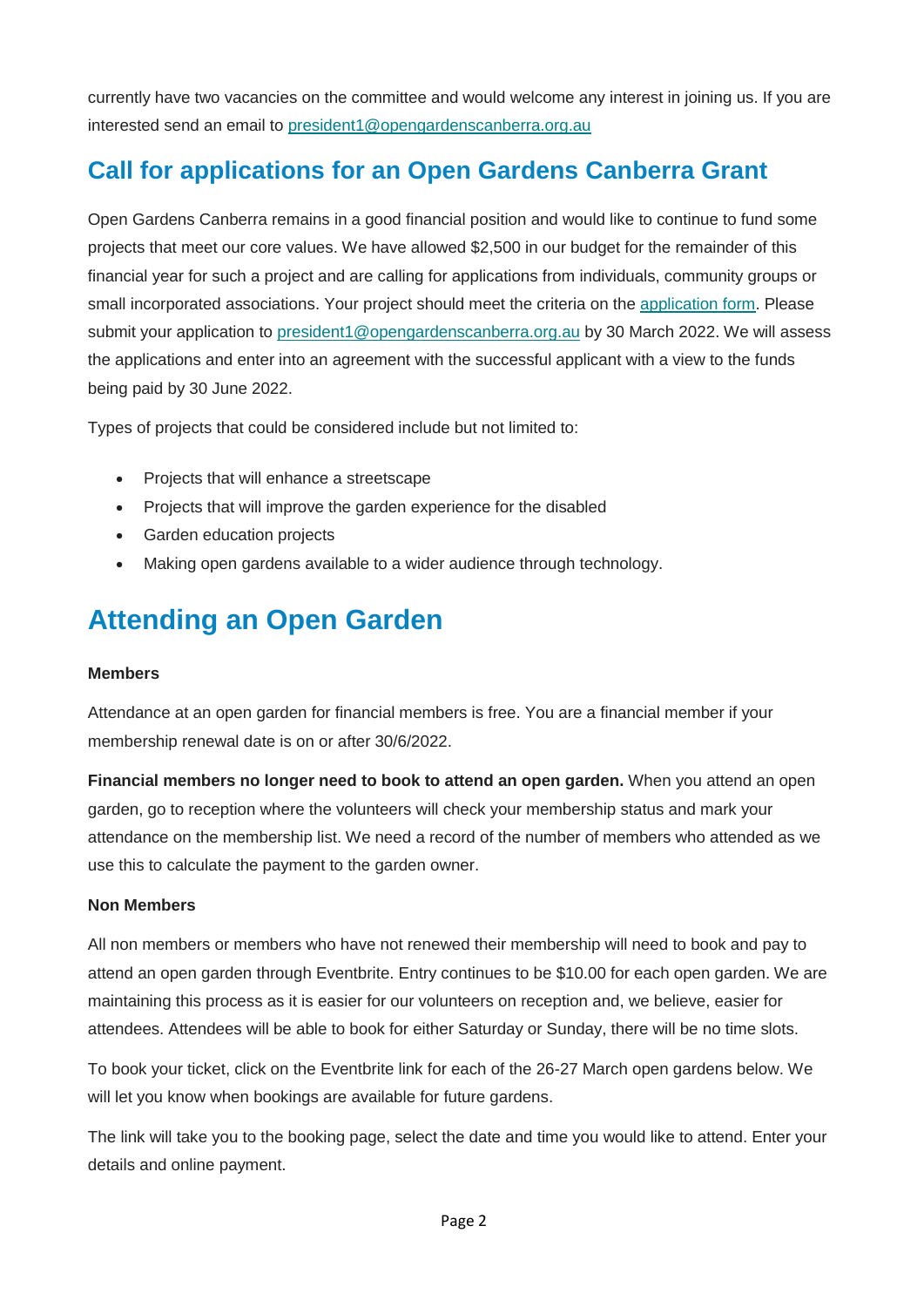currently have two vacancies on the committee and would welcome any interest in joining us. If you are interested send an email to [president1@opengardenscanberra.org.au](mailto:president1@opengardenscanberra.org.au)

## Call for applications for an Open Gardens Canberra Grant

Open Gardens Canberra remains in a good financial position and would like to continue to fund some projects that meet our core values. We have allowed $2,500 in our budget for the remainder of this financial year for such a project and are calling for applications from individuals, community groups or small incorporated associations. Your project should meet the criteria on the application form. Please submit your application to [president1@opengardenscanberra.org.au](mailto:president1@opengardenscanberra.org.au) by 30 March 2022. We will assess the applications and enter into an agreement with the successful applicant with a view to the funds being paid by 30 June 2022.

Types of projects that could be considered include but not limited to:

- Projects that will enhance a streetscape
- Projects that will improve the garden experience for the disabled
- Garden education projects
- Making open gardens available to a wider audience through technology.

# Attending an Open Garden

**Members**

Attendance at an open garden for financial members is free. You are a financial member if your membership renewal date is on or after 30/6/2022.

**Financial members no longer need to book to attend an open garden.** When you attend an open garden, go to reception where the volunteers will check your membership status and mark your attendance on the membership list. We need a record of the number of members who attended as we use this to calculate the payment to the garden owner.

**Non Members**

All non members or members who have not renewed their membership will need to book and pay to attend an open garden through Eventbrite. Entry continues to be $10.00 for each open garden. We are maintaining this process as it is easier for our volunteers on reception and, we believe, easier for attendees. Attendees will be able to book for either Saturday or Sunday, there will be no time slots.

To book your ticket, click on the Eventbrite link for each of the 26-27 March open gardens below. We will let you know when bookings are available for future gardens.

The link will take you to the booking page, select the date and time you would like to attend. Enter your details and online payment.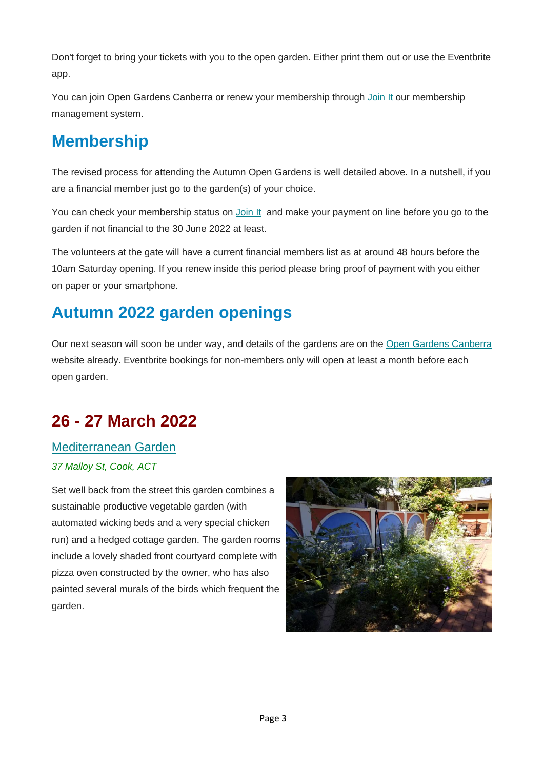Don't forget to bring your tickets with you to the open garden. Either print them out or use the Eventbrite app.

You can join Open Gardens Canberra or renew your membership through [Join It](#) our membership management system.

## Membership

The revised process for attending the Autumn Open Gardens is well detailed above. In a nutshell, if you are a financial member just go to the garden(s) of your choice.

You can check your membership status on [Join It](#) and make your payment on line before you go to the garden if not financial to the 30 June 2022 at least.

The volunteers at the gate will have a current financial members list as at around 48 hours before the 10am Saturday opening. If you renew inside this period please bring proof of payment with you either on paper or your smartphone.

## Autumn 2022 garden openings

Our next season will soon be under way, and details of the gardens are on the [Open Gardens Canberra](#) website already. Eventbrite bookings for non-members only will open at least a month before each open garden.

## 26 - 27 March 2022

### [Mediterranean Garden](#)

*37 Malloy St, Cook, ACT*

Set well back from the street this garden combines a sustainable productive vegetable garden (with automated wicking beds and a very special chicken run) and a hedged cottage garden. The garden rooms include a lovely shaded front courtyard complete with pizza oven constructed by the owner, who has also painted several murals of the birds which frequent the garden.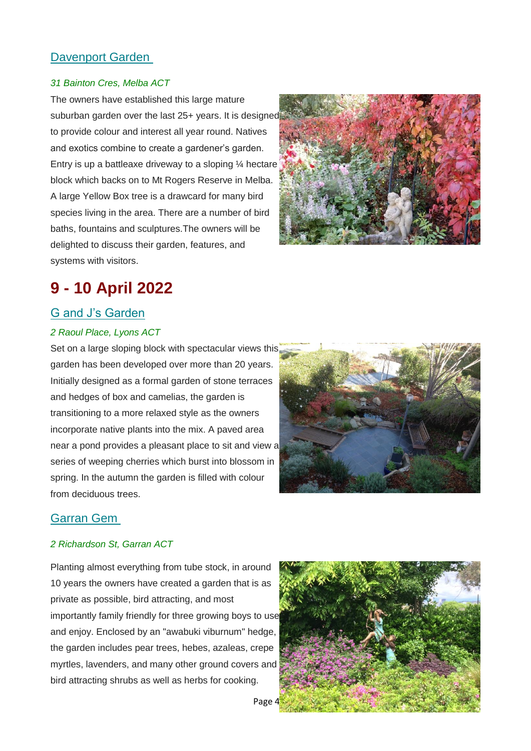## Davenport Garden

*31 Bainton Cres, Melba ACT*

The owners have established this large mature suburban garden over the last 25+ years. It is designed to provide colour and interest all year round. Natives and exotics combine to create a gardener's garden. Entry is up a battleaxe driveway to a sloping ¼ hectare block which backs on to Mt Rogers Reserve in Melba. A large Yellow Box tree is a drawcard for many bird species living in the area. There are a number of bird baths, fountains and sculptures.The owners will be delighted to discuss their garden, features, and systems with visitors.

# 9 - 10 April 2022

## G and J's Garden

*2 Raoul Place, Lyons ACT*

Set on a large sloping block with spectacular views this garden has been developed over more than 20 years. Initially designed as a formal garden of stone terraces and hedges of box and camelias, the garden is transitioning to a more relaxed style as the owners incorporate native plants into the mix. A paved area near a pond provides a pleasant place to sit and view a series of weeping cherries which burst into blossom in spring. In the autumn the garden is filled with colour from deciduous trees.

## Garran Gem

*2 Richardson St, Garran ACT*

Planting almost everything from tube stock, in around 10 years the owners have created a garden that is as private as possible, bird attracting, and most importantly family friendly for three growing boys to use and enjoy. Enclosed by an "awabuki viburnum" hedge, the garden includes pear trees, hebes, azaleas, crepe myrtles, lavenders, and many other ground covers and bird attracting shrubs as well as herbs for cooking.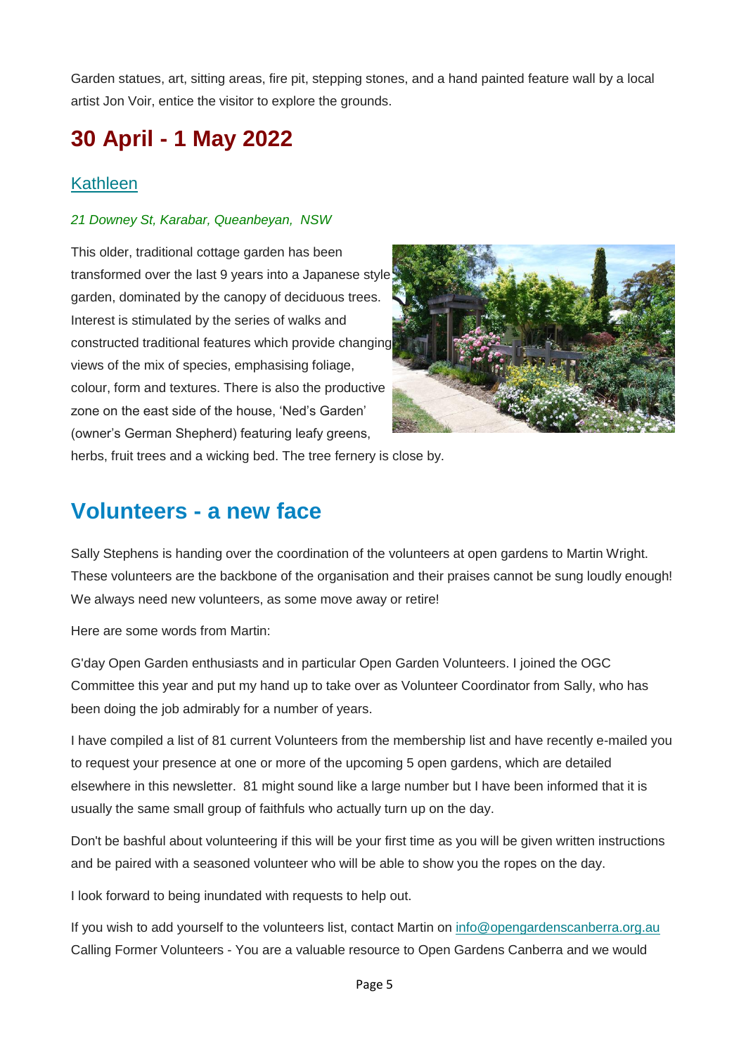Garden statues, art, sitting areas, fire pit, stepping stones, and a hand painted feature wall by a local artist Jon Voir, entice the visitor to explore the grounds.

## 30 April - 1 May 2022

### Kathleen

*21 Downey St, Karabar, Queanbeyan, NSW*

This older, traditional cottage garden has been transformed over the last 9 years into a Japanese style garden, dominated by the canopy of deciduous trees. Interest is stimulated by the series of walks and constructed traditional features which provide changing views of the mix of species, emphasising foliage, colour, form and textures. There is also the productive zone on the east side of the house, 'Ned's Garden' (owner's German Shepherd) featuring leafy greens, herbs, fruit trees and a wicking bed. The tree fernery is close by.

## Volunteers - a new face

Sally Stephens is handing over the coordination of the volunteers at open gardens to Martin Wright. These volunteers are the backbone of the organisation and their praises cannot be sung loudly enough! We always need new volunteers, as some move away or retire!

Here are some words from Martin:

G'day Open Garden enthusiasts and in particular Open Garden Volunteers. I joined the OGC Committee this year and put my hand up to take over as Volunteer Coordinator from Sally, who has been doing the job admirably for a number of years.

I have compiled a list of 81 current Volunteers from the membership list and have recently e-mailed you to request your presence at one or more of the upcoming 5 open gardens, which are detailed elsewhere in this newsletter. 81 might sound like a large number but I have been informed that it is usually the same small group of faithfuls who actually turn up on the day.

Don't be bashful about volunteering if this will be your first time as you will be given written instructions and be paired with a seasoned volunteer who will be able to show you the ropes on the day.

I look forward to being inundated with requests to help out.

If you wish to add yourself to the volunteers list, contact Martin on info@opengardenscanberra.org.au
Calling Former Volunteers - You are a valuable resource to Open Gardens Canberra and we would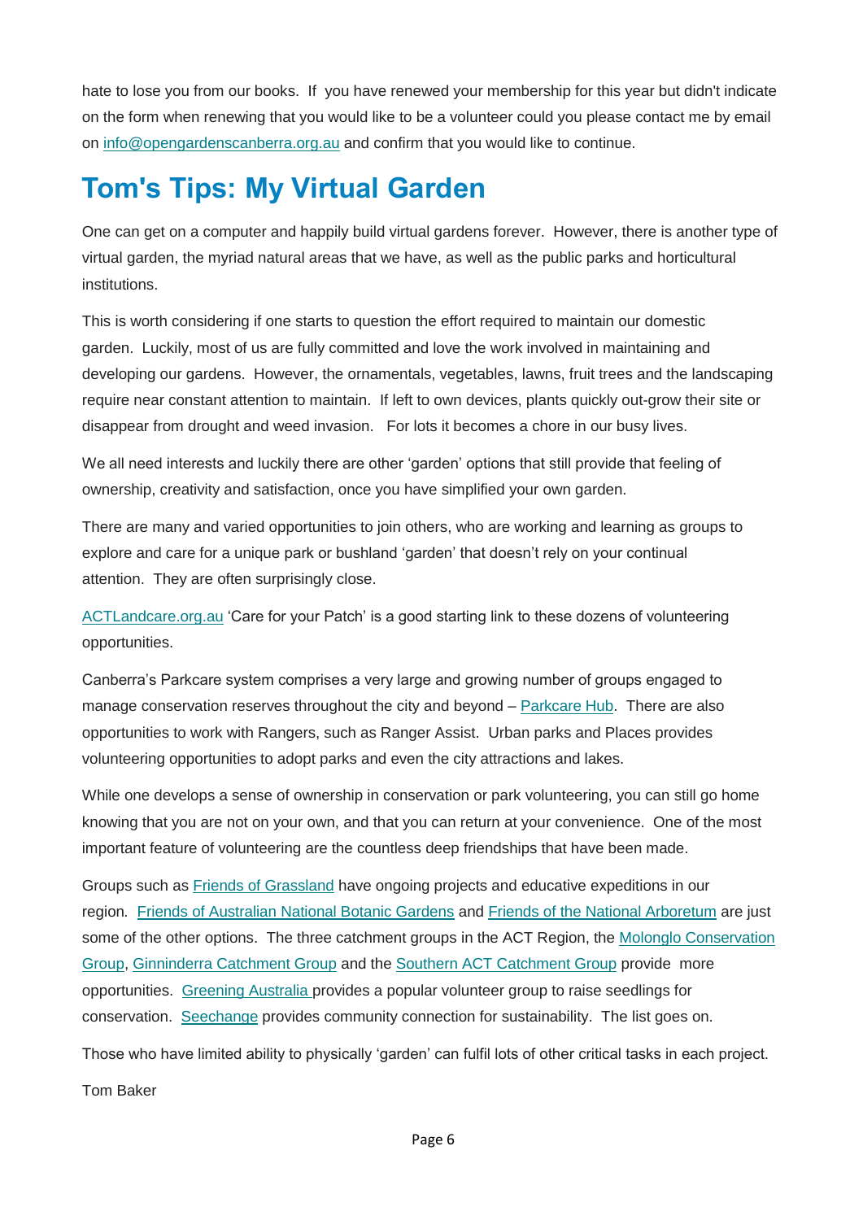hate to lose you from our books. If you have renewed your membership for this year but didn't indicate on the form when renewing that you would like to be a volunteer could you please contact me by email on info@opengardenscanberra.org.au and confirm that you would like to continue.

# Tom's Tips: My Virtual Garden

One can get on a computer and happily build virtual gardens forever. However, there is another type of virtual garden, the myriad natural areas that we have, as well as the public parks and horticultural institutions.

This is worth considering if one starts to question the effort required to maintain our domestic garden. Luckily, most of us are fully committed and love the work involved in maintaining and developing our gardens. However, the ornamentals, vegetables, lawns, fruit trees and the landscaping require near constant attention to maintain. If left to own devices, plants quickly out-grow their site or disappear from drought and weed invasion. For lots it becomes a chore in our busy lives.

We all need interests and luckily there are other 'garden' options that still provide that feeling of ownership, creativity and satisfaction, once you have simplified your own garden.

There are many and varied opportunities to join others, who are working and learning as groups to explore and care for a unique park or bushland 'garden' that doesn't rely on your continual attention. They are often surprisingly close.

ACTLandcare.org.au 'Care for your Patch' is a good starting link to these dozens of volunteering opportunities.

Canberra's Parkcare system comprises a very large and growing number of groups engaged to manage conservation reserves throughout the city and beyond – Parkcare Hub. There are also opportunities to work with Rangers, such as Ranger Assist. Urban parks and Places provides volunteering opportunities to adopt parks and even the city attractions and lakes.

While one develops a sense of ownership in conservation or park volunteering, you can still go home knowing that you are not on your own, and that you can return at your convenience. One of the most important feature of volunteering are the countless deep friendships that have been made.

Groups such as Friends of Grassland have ongoing projects and educative expeditions in our region. Friends of Australian National Botanic Gardens and Friends of the National Arboretum are just some of the other options. The three catchment groups in the ACT Region, the Molonglo Conservation Group, Ginninderra Catchment Group and the Southern ACT Catchment Group provide more opportunities. Greening Australia provides a popular volunteer group to raise seedlings for conservation. Seechange provides community connection for sustainability. The list goes on.

Those who have limited ability to physically 'garden' can fulfil lots of other critical tasks in each project.

Tom Baker